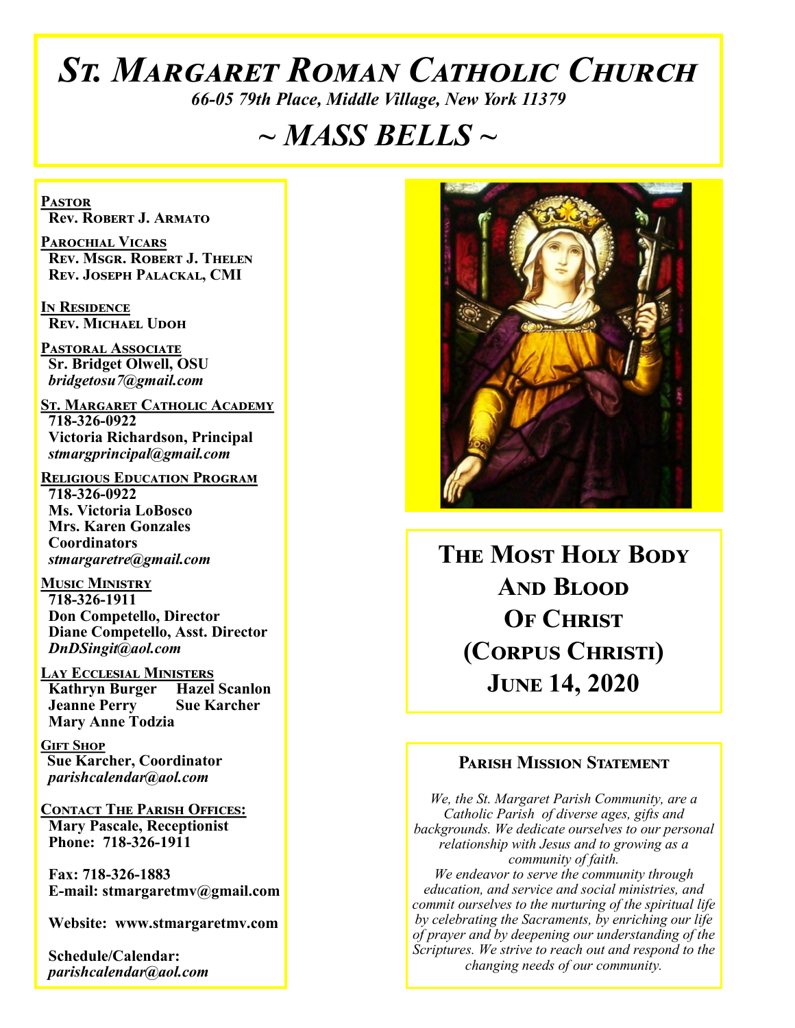# St. Margaret Roman Catholic Church

*66-05 79th Place, Middle Village, New York 11379*

## ~ MASS BELLS ~

**Pastor**
**Rev. Robert J. Armato**

**Parochial Vicars**
**Rev. Msgr. Robert J. Thelen**
**Rev. Joseph Palackal, CMI**

**In Residence**
**Rev. Michael Udoh**

**Pastoral Associate**
**Sr. Bridget Olwell, OSU**
***bridgetosu7@gmail.com***

**St. Margaret Catholic Academy**
**718-326-0922**
**Victoria Richardson, Principal**
***stmargprincipal@gmail.com***

**Religious Education Program**
**718-326-0922**
**Ms. Victoria LoBosco**
**Mrs. Karen Gonzales**
**Coordinators**
***stmargaretre@gmail.com***

**Music Ministry**
**718-326-1911**
**Don Competello, Director**
**Diane Competello, Asst. Director**
***DnDSingit@aol.com***

**Lay Ecclesial Ministers**
**Kathryn Burger**
**Hazel Scanlon**
**Jeanne Perry**
**Sue Karcher**
**Mary Anne Todzia**

**Gift Shop**
**Sue Karcher, Coordinator**
***parishcalendar@aol.com***

**Contact The Parish Offices:**
**Mary Pascale, Receptionist**
**Phone: 718-326-1911**

**Fax: 718-326-1883**
**E-mail: stmargaretmv@gmail.com**

**Website: www.stmargaretmv.com**

**Schedule/Calendar:**
***parishcalendar@aol.com***

## The Most Holy Body And Blood Of Christ (Corpus Christi)
## June 14, 2020

### Parish Mission Statement

*We, the St. Margaret Parish Community, are a Catholic Parish of diverse ages, gifts and backgrounds. We dedicate ourselves to our personal relationship with Jesus and to growing as a community of faith.*
*We endeavor to serve the community through education, and service and social ministries, and commit ourselves to the nurturing of the spiritual life by celebrating the Sacraments, by enriching our life of prayer and by deepening our understanding of the Scriptures. We strive to reach out and respond to the changing needs of our community.*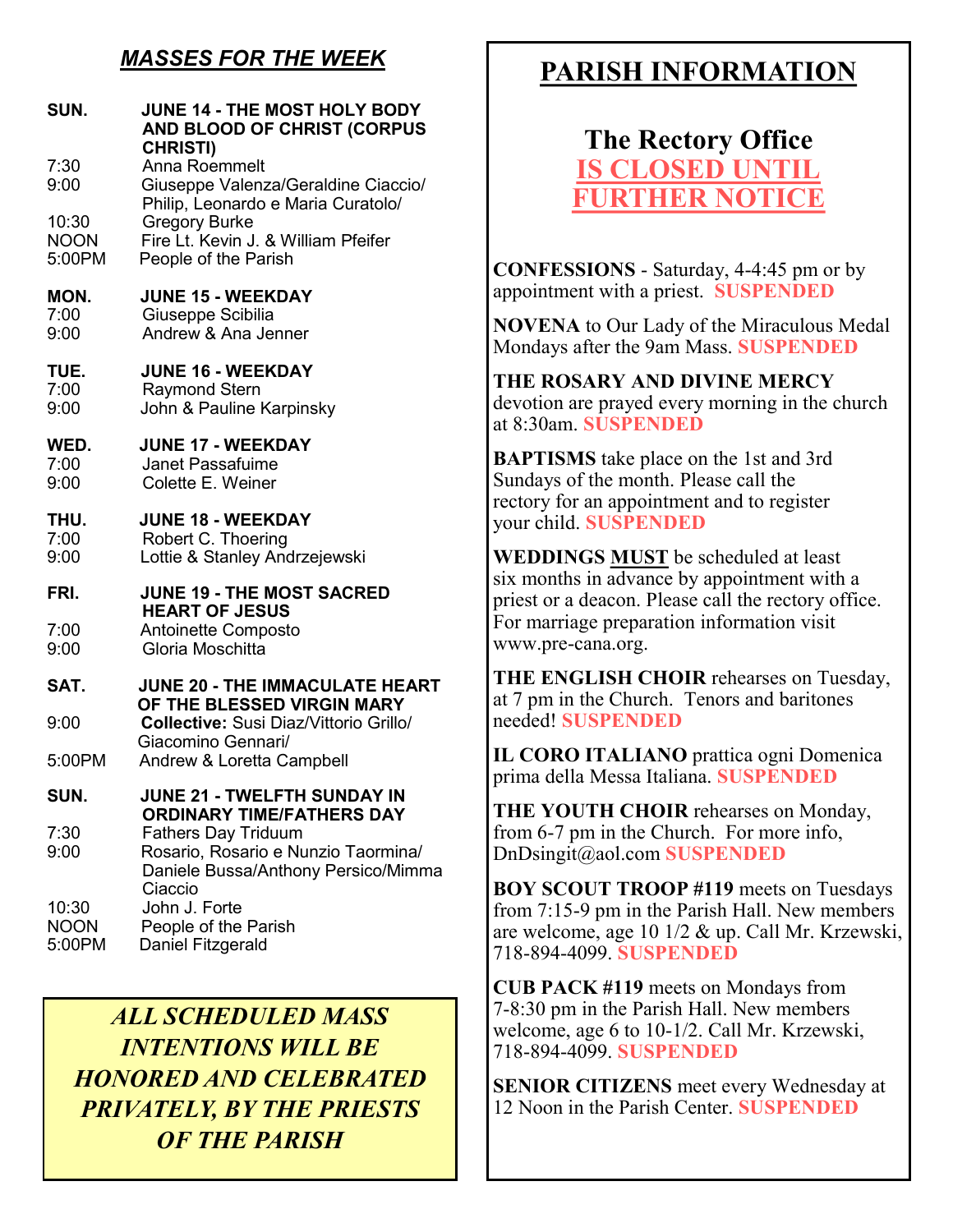## *MASSES FOR THE WEEK*

**SUN. JUNE 14 - THE MOST HOLY BODY AND BLOOD OF CHRIST (CORPUS CHRISTI)**

| | |
|---|---|
| 7:30 | Anna Roemmelt |
| 9:00 | Giuseppe Valenza/Geraldine Ciaccio/ Philip, Leonardo e Maria Curatolo/ |
| 10:30 | Gregory Burke |
| NOON | Fire Lt. Kevin J. & William Pfeifer |
| 5:00PM | People of the Parish |

**MON. JUNE 15 - WEEKDAY**

| | |
|---|---|
| 7:00 | Giuseppe Scibilia |
| 9:00 | Andrew & Ana Jenner |

**TUE. JUNE 16 - WEEKDAY**

| | |
|---|---|
| 7:00 | Raymond Stern |
| 9:00 | John & Pauline Karpinsky |

**WED. JUNE 17 - WEEKDAY**

| | |
|---|---|
| 7:00 | Janet Passafuime |
| 9:00 | Colette E. Weiner |

**THU. JUNE 18 - WEEKDAY**

| | |
|---|---|
| 7:00 | Robert C. Thoering |
| 9:00 | Lottie & Stanley Andrzejewski |

**FRI. JUNE 19 - THE MOST SACRED HEART OF JESUS**

| | |
|---|---|
| 7:00 | Antoinette Composto |
| 9:00 | Gloria Moschitta |

**SAT. JUNE 20 - THE IMMACULATE HEART OF THE BLESSED VIRGIN MARY**

| | |
|---|---|
| 9:00 | **Collective:** Susi Diaz/Vittorio Grillo/ Giacomino Gennari/ |
| 5:00PM | Andrew & Loretta Campbell |

**SUN. JUNE 21 - TWELFTH SUNDAY IN ORDINARY TIME/FATHERS DAY**

| | |
|---|---|
| 7:30 | Fathers Day Triduum |
| 9:00 | Rosario, Rosario e Nunzio Taormina/ Daniele Bussa/Anthony Persico/Mimma Ciaccio |
| 10:30 | John J. Forte |
| NOON | People of the Parish |
| 5:00PM | Daniel Fitzgerald |

***ALL SCHEDULED MASS INTENTIONS WILL BE HONORED AND CELEBRATED PRIVATELY, BY THE PRIESTS OF THE PARISH***

# PARISH INFORMATION

## The Rectory Office IS CLOSED UNTIL FURTHER NOTICE

**CONFESSIONS** - Saturday, 4-4:45 pm or by appointment with a priest. **SUSPENDED**

**NOVENA** to Our Lady of the Miraculous Medal Mondays after the 9am Mass. **SUSPENDED**

**THE ROSARY AND DIVINE MERCY** devotion are prayed every morning in the church at 8:30am. **SUSPENDED**

**BAPTISMS** take place on the 1st and 3rd Sundays of the month. Please call the rectory for an appointment and to register your child. **SUSPENDED**

**WEDDINGS MUST** be scheduled at least six months in advance by appointment with a priest or a deacon. Please call the rectory office. For marriage preparation information visit www.pre-cana.org.

**THE ENGLISH CHOIR** rehearses on Tuesday, at 7 pm in the Church. Tenors and baritones needed! **SUSPENDED**

**IL CORO ITALIANO** prattica ogni Domenica prima della Messa Italiana. **SUSPENDED**

**THE YOUTH CHOIR** rehearses on Monday, from 6-7 pm in the Church. For more info, DnDsingit@aol.com **SUSPENDED**

**BOY SCOUT TROOP #119** meets on Tuesdays from 7:15-9 pm in the Parish Hall. New members are welcome, age 10 1/2 & up. Call Mr. Krzewski, 718-894-4099. **SUSPENDED**

**CUB PACK #119** meets on Mondays from 7-8:30 pm in the Parish Hall. New members welcome, age 6 to 10-1/2. Call Mr. Krzewski, 718-894-4099. **SUSPENDED**

**SENIOR CITIZENS** meet every Wednesday at 12 Noon in the Parish Center. **SUSPENDED**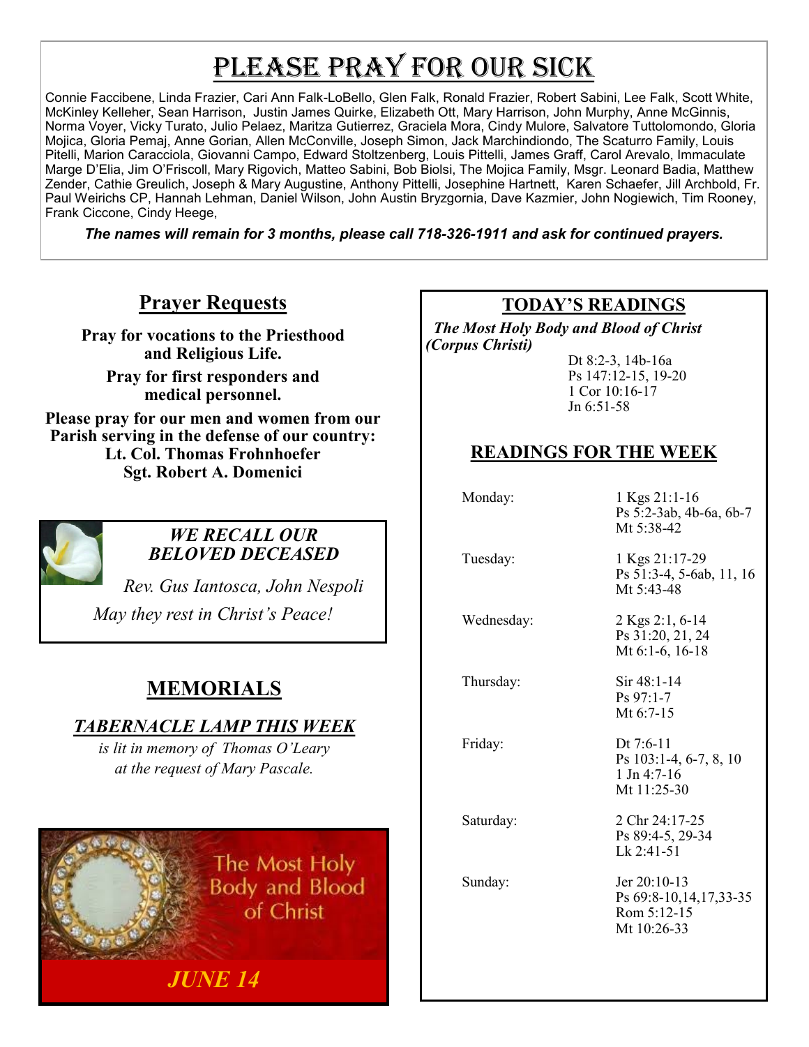# PLEASE PRAY FOR OUR SICK

Connie Faccibene, Linda Frazier, Cari Ann Falk-LoBello, Glen Falk, Ronald Frazier, Robert Sabini, Lee Falk, Scott White, McKinley Kelleher, Sean Harrison, Justin James Quirke, Elizabeth Ott, Mary Harrison, John Murphy, Anne McGinnis, Norma Voyer, Vicky Turato, Julio Pelaez, Maritza Gutierrez, Graciela Mora, Cindy Mulore, Salvatore Tuttolomondo, Gloria Mojica, Gloria Pemaj, Anne Gorian, Allen McConville, Joseph Simon, Jack Marchindiondo, The Scaturro Family, Louis Pitelli, Marion Caracciola, Giovanni Campo, Edward Stoltzenberg, Louis Pittelli, James Graff, Carol Arevalo, Immaculate Marge D'Elia, Jim O'Friscoll, Mary Rigovich, Matteo Sabini, Bob Biolsi, The Mojica Family, Msgr. Leonard Badia, Matthew Zender, Cathie Greulich, Joseph & Mary Augustine, Anthony Pittelli, Josephine Hartnett, Karen Schaefer, Jill Archbold, Fr. Paul Weirichs CP, Hannah Lehman, Daniel Wilson, John Austin Bryzgornia, Dave Kazmier, John Nogiewich, Tim Rooney, Frank Ciccone, Cindy Heege,

***The names will remain for 3 months, please call 718-326-1911 and ask for continued prayers.***

## Prayer Requests

**Pray for vocations to the Priesthood and Religious Life.**

**Pray for first responders and medical personnel.**

**Please pray for our men and women from our Parish serving in the defense of our country:**
**Lt. Col. Thomas Frohnhoefer**
**Sgt. Robert A. Domenici**

### *WE RECALL OUR BELOVED DECEASED*

*Rev. Gus Iantosca, John Nespoli*

*May they rest in Christ's Peace!*

## MEMORIALS

### *TABERNACLE LAMP THIS WEEK*

*is lit in memory of Thomas O'Leary at the request of Mary Pascale.*

The Most Holy Body and Blood of Christ

*JUNE 14*

## TODAY'S READINGS

***The Most Holy Body and Blood of Christ (Corpus Christi)***

Dt 8:2-3, 14b-16a
Ps 147:12-15, 19-20
1 Cor 10:16-17
Jn 6:51-58

## READINGS FOR THE WEEK

| | |
|---|---|
| Monday: | 1 Kgs 21:1-16<br>Ps 5:2-3ab, 4b-6a, 6b-7<br>Mt 5:38-42 |
| Tuesday: | 1 Kgs 21:17-29<br>Ps 51:3-4, 5-6ab, 11, 16<br>Mt 5:43-48 |
| Wednesday: | 2 Kgs 2:1, 6-14<br>Ps 31:20, 21, 24<br>Mt 6:1-6, 16-18 |
| Thursday: | Sir 48:1-14<br>Ps 97:1-7<br>Mt 6:7-15 |
| Friday: | Dt 7:6-11<br>Ps 103:1-4, 6-7, 8, 10<br>1 Jn 4:7-16<br>Mt 11:25-30 |
| Saturday: | 2 Chr 24:17-25<br>Ps 89:4-5, 29-34<br>Lk 2:41-51 |
| Sunday: | Jer 20:10-13<br>Ps 69:8-10,14,17,33-35<br>Rom 5:12-15<br>Mt 10:26-33 |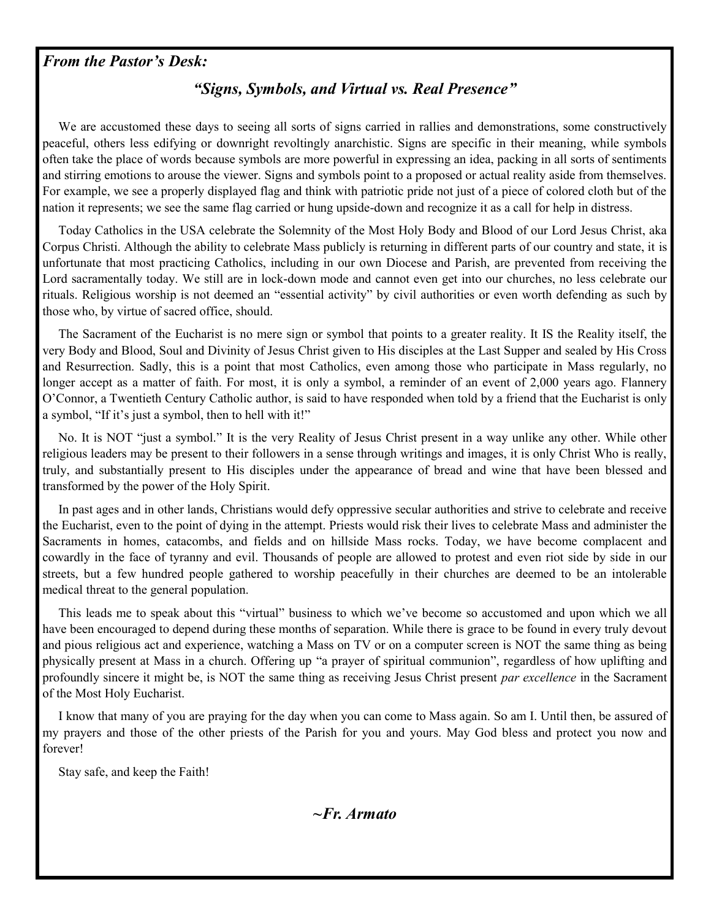***From the Pastor's Desk:***

## *"Signs, Symbols, and Virtual vs. Real Presence"*

We are accustomed these days to seeing all sorts of signs carried in rallies and demonstrations, some constructively peaceful, others less edifying or downright revoltingly anarchistic. Signs are specific in their meaning, while symbols often take the place of words because symbols are more powerful in expressing an idea, packing in all sorts of sentiments and stirring emotions to arouse the viewer. Signs and symbols point to a proposed or actual reality aside from themselves. For example, we see a properly displayed flag and think with patriotic pride not just of a piece of colored cloth but of the nation it represents; we see the same flag carried or hung upside-down and recognize it as a call for help in distress.

Today Catholics in the USA celebrate the Solemnity of the Most Holy Body and Blood of our Lord Jesus Christ, aka Corpus Christi. Although the ability to celebrate Mass publicly is returning in different parts of our country and state, it is unfortunate that most practicing Catholics, including in our own Diocese and Parish, are prevented from receiving the Lord sacramentally today. We still are in lock-down mode and cannot even get into our churches, no less celebrate our rituals. Religious worship is not deemed an "essential activity" by civil authorities or even worth defending as such by those who, by virtue of sacred office, should.

The Sacrament of the Eucharist is no mere sign or symbol that points to a greater reality. It IS the Reality itself, the very Body and Blood, Soul and Divinity of Jesus Christ given to His disciples at the Last Supper and sealed by His Cross and Resurrection. Sadly, this is a point that most Catholics, even among those who participate in Mass regularly, no longer accept as a matter of faith. For most, it is only a symbol, a reminder of an event of 2,000 years ago. Flannery O'Connor, a Twentieth Century Catholic author, is said to have responded when told by a friend that the Eucharist is only a symbol, "If it's just a symbol, then to hell with it!"

No. It is NOT "just a symbol." It is the very Reality of Jesus Christ present in a way unlike any other. While other religious leaders may be present to their followers in a sense through writings and images, it is only Christ Who is really, truly, and substantially present to His disciples under the appearance of bread and wine that have been blessed and transformed by the power of the Holy Spirit.

In past ages and in other lands, Christians would defy oppressive secular authorities and strive to celebrate and receive the Eucharist, even to the point of dying in the attempt. Priests would risk their lives to celebrate Mass and administer the Sacraments in homes, catacombs, and fields and on hillside Mass rocks. Today, we have become complacent and cowardly in the face of tyranny and evil. Thousands of people are allowed to protest and even riot side by side in our streets, but a few hundred people gathered to worship peacefully in their churches are deemed to be an intolerable medical threat to the general population.

This leads me to speak about this "virtual" business to which we've become so accustomed and upon which we all have been encouraged to depend during these months of separation. While there is grace to be found in every truly devout and pious religious act and experience, watching a Mass on TV or on a computer screen is NOT the same thing as being physically present at Mass in a church. Offering up "a prayer of spiritual communion", regardless of how uplifting and profoundly sincere it might be, is NOT the same thing as receiving Jesus Christ present *par excellence* in the Sacrament of the Most Holy Eucharist.

I know that many of you are praying for the day when you can come to Mass again. So am I. Until then, be assured of my prayers and those of the other priests of the Parish for you and yours. May God bless and protect you now and forever!

Stay safe, and keep the Faith!

***~Fr. Armato***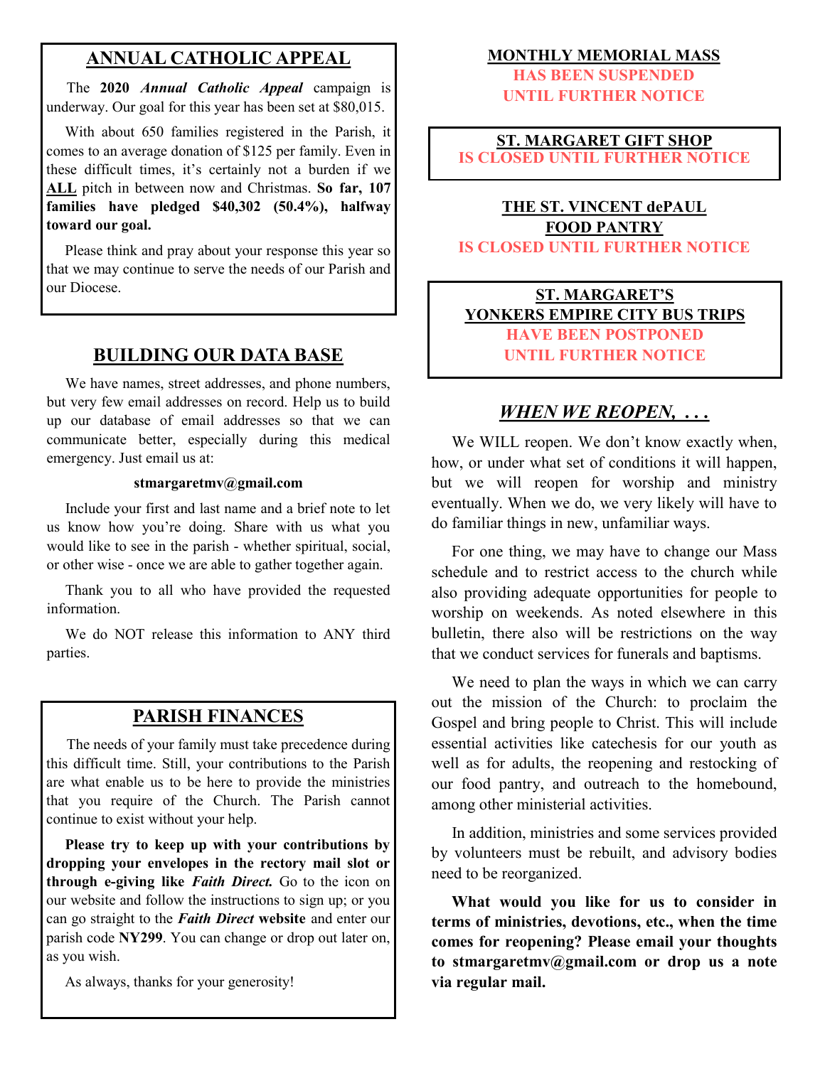## ANNUAL CATHOLIC APPEAL

The **2020 *Annual Catholic Appeal*** campaign is underway. Our goal for this year has been set at $80,015.

With about 650 families registered in the Parish, it comes to an average donation of $125 per family. Even in these difficult times, it's certainly not a burden if we **ALL** pitch in between now and Christmas. **So far, 107 families have pledged $40,302 (50.4%), halfway toward our goal.**

Please think and pray about your response this year so that we may continue to serve the needs of our Parish and our Diocese.

## BUILDING OUR DATA BASE

We have names, street addresses, and phone numbers, but very few email addresses on record. Help us to build up our database of email addresses so that we can communicate better, especially during this medical emergency. Just email us at:

**stmargaretmv@gmail.com**

Include your first and last name and a brief note to let us know how you're doing. Share with us what you would like to see in the parish - whether spiritual, social, or other wise - once we are able to gather together again.

Thank you to all who have provided the requested information.

We do NOT release this information to ANY third parties.

## PARISH FINANCES

The needs of your family must take precedence during this difficult time. Still, your contributions to the Parish are what enable us to be here to provide the ministries that you require of the Church. The Parish cannot continue to exist without your help.

**Please try to keep up with your contributions by dropping your envelopes in the rectory mail slot or through e-giving like *Faith Direct.*** Go to the icon on our website and follow the instructions to sign up; or you can go straight to the ***Faith Direct*** **website** and enter our parish code **NY299**. You can change or drop out later on, as you wish.

As always, thanks for your generosity!

## MONTHLY MEMORIAL MASS

**HAS BEEN SUSPENDED UNTIL FURTHER NOTICE**

## ST. MARGARET GIFT SHOP

**IS CLOSED UNTIL FURTHER NOTICE**

## THE ST. VINCENT dePAUL FOOD PANTRY

**IS CLOSED UNTIL FURTHER NOTICE**

## ST. MARGARET'S YONKERS EMPIRE CITY BUS TRIPS

**HAVE BEEN POSTPONED UNTIL FURTHER NOTICE**

## *WHEN WE REOPEN, . . .*

We WILL reopen. We don't know exactly when, how, or under what set of conditions it will happen, but we will reopen for worship and ministry eventually. When we do, we very likely will have to do familiar things in new, unfamiliar ways.

For one thing, we may have to change our Mass schedule and to restrict access to the church while also providing adequate opportunities for people to worship on weekends. As noted elsewhere in this bulletin, there also will be restrictions on the way that we conduct services for funerals and baptisms.

We need to plan the ways in which we can carry out the mission of the Church: to proclaim the Gospel and bring people to Christ. This will include essential activities like catechesis for our youth as well as for adults, the reopening and restocking of our food pantry, and outreach to the homebound, among other ministerial activities.

In addition, ministries and some services provided by volunteers must be rebuilt, and advisory bodies need to be reorganized.

**What would you like for us to consider in terms of ministries, devotions, etc., when the time comes for reopening? Please email your thoughts to stmargaretmv@gmail.com or drop us a note via regular mail.**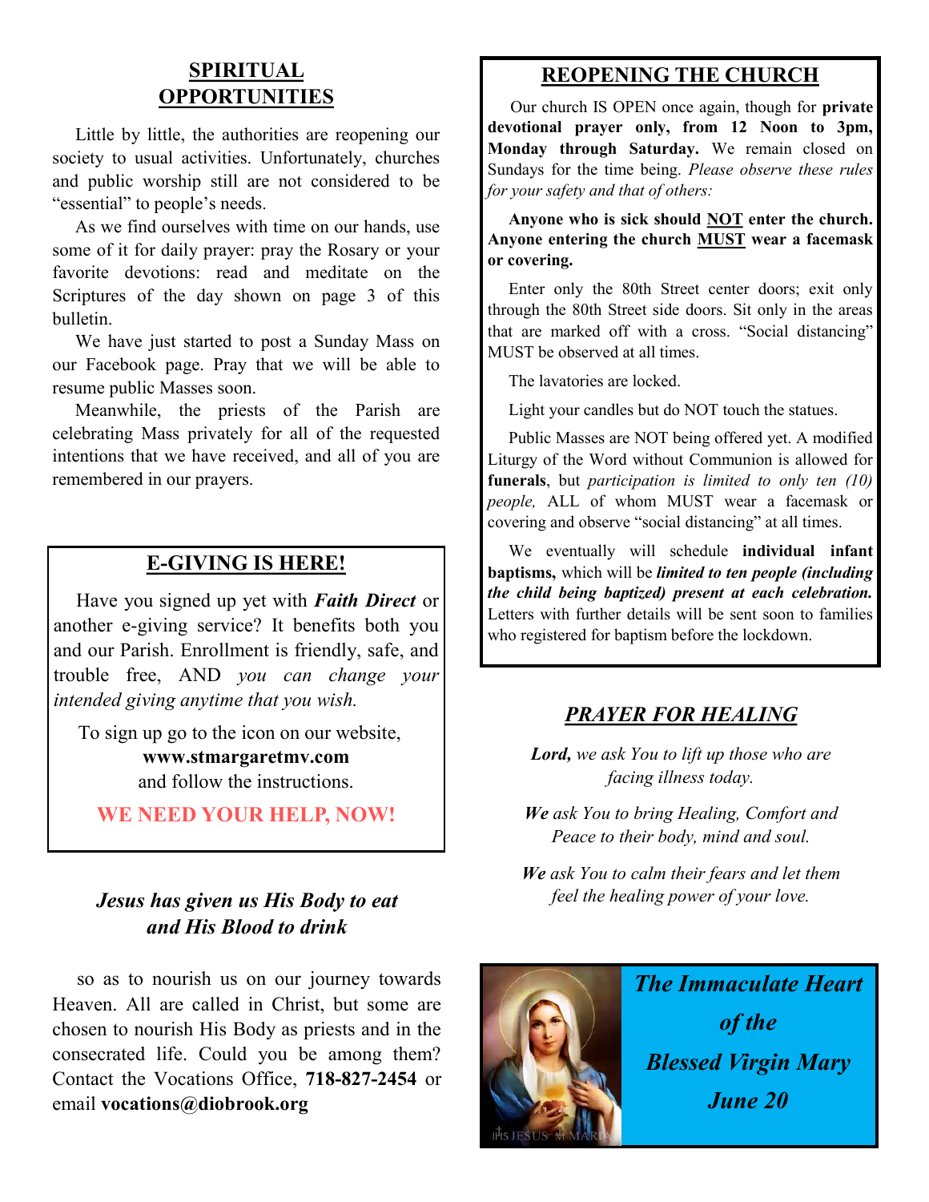## SPIRITUAL OPPORTUNITIES

Little by little, the authorities are reopening our society to usual activities. Unfortunately, churches and public worship still are not considered to be "essential" to people's needs.

As we find ourselves with time on our hands, use some of it for daily prayer: pray the Rosary or your favorite devotions: read and meditate on the Scriptures of the day shown on page 3 of this bulletin.

We have just started to post a Sunday Mass on our Facebook page. Pray that we will be able to resume public Masses soon.

Meanwhile, the priests of the Parish are celebrating Mass privately for all of the requested intentions that we have received, and all of you are remembered in our prayers.

## E-GIVING IS HERE!

Have you signed up yet with ***Faith Direct*** or another e-giving service? It benefits both you and our Parish. Enrollment is friendly, safe, and trouble free, AND *you can change your intended giving anytime that you wish.*

To sign up go to the icon on our website,
**www.stmargaretmv.com**
and follow the instructions.

**WE NEED YOUR HELP, NOW!**

***Jesus has given us His Body to eat and His Blood to drink***

so as to nourish us on our journey towards Heaven. All are called in Christ, but some are chosen to nourish His Body as priests and in the consecrated life. Could you be among them? Contact the Vocations Office, **718-827-2454** or email **vocations@diobrook.org**

## REOPENING THE CHURCH

Our church IS OPEN once again, though for **private devotional prayer only, from 12 Noon to 3pm, Monday through Saturday.** We remain closed on Sundays for the time being. *Please observe these rules for your safety and that of others:*

**Anyone who is sick should NOT enter the church. Anyone entering the church MUST wear a facemask or covering.**

Enter only the 80th Street center doors; exit only through the 80th Street side doors. Sit only in the areas that are marked off with a cross. "Social distancing" MUST be observed at all times.

The lavatories are locked.

Light your candles but do NOT touch the statues.

Public Masses are NOT being offered yet. A modified Liturgy of the Word without Communion is allowed for **funerals**, but *participation is limited to only ten (10) people,* ALL of whom MUST wear a facemask or covering and observe "social distancing" at all times.

We eventually will schedule **individual infant baptisms,** which will be ***limited to ten people (including the child being baptized) present at each celebration.*** Letters with further details will be sent soon to families who registered for baptism before the lockdown.

## *PRAYER FOR HEALING*

***Lord,*** *we ask You to lift up those who are facing illness today.*

***We*** *ask You to bring Healing, Comfort and Peace to their body, mind and soul.*

***We*** *ask You to calm their fears and let them feel the healing power of your love.*

***The Immaculate Heart of the Blessed Virgin Mary***
***June 20***